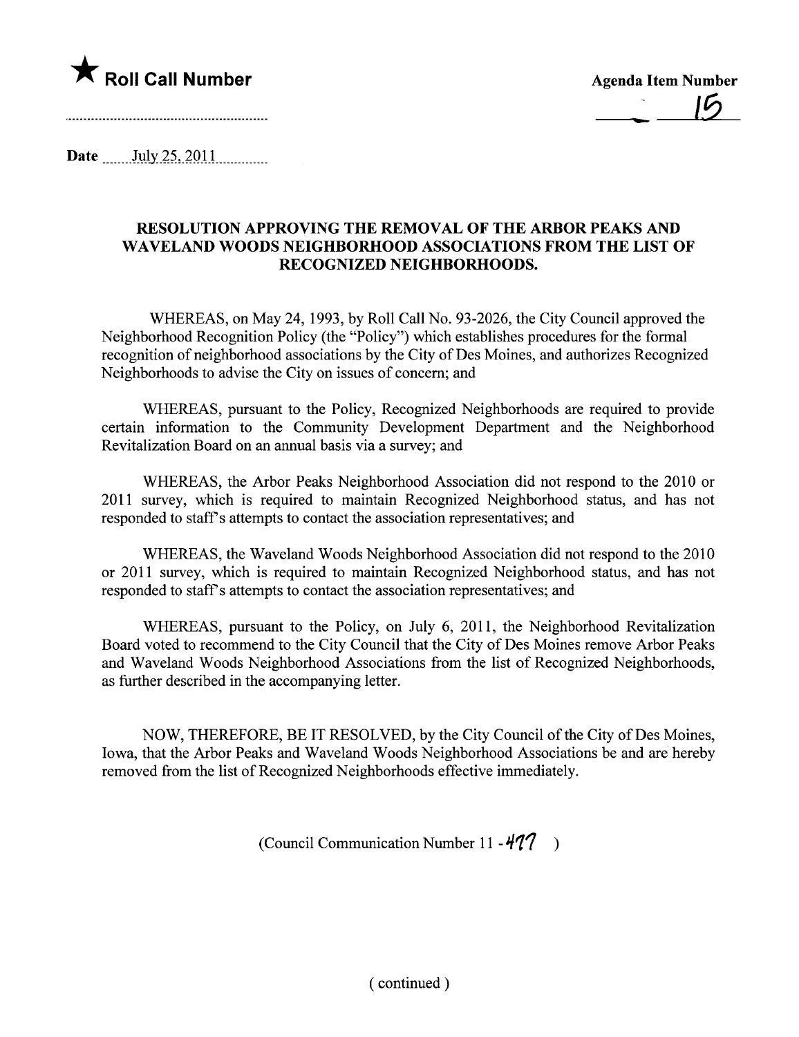★ **Roll Call Number**

**Agenda Item Number**

15

**Date** July 25, 2011

## RESOLUTION APPROVING THE REMOVAL OF THE ARBOR PEAKS AND WAVELAND WOODS NEIGHBORHOOD ASSOCIATIONS FROM THE LIST OF RECOGNIZED NEIGHBORHOODS.

WHEREAS, on May 24, 1993, by Roll Call No. 93-2026, the City Council approved the Neighborhood Recognition Policy (the "Policy") which establishes procedures for the formal recognition of neighborhood associations by the City of Des Moines, and authorizes Recognized Neighborhoods to advise the City on issues of concern; and

WHEREAS, pursuant to the Policy, Recognized Neighborhoods are required to provide certain information to the Community Development Department and the Neighborhood Revitalization Board on an annual basis via a survey; and

WHEREAS, the Arbor Peaks Neighborhood Association did not respond to the 2010 or 2011 survey, which is required to maintain Recognized Neighborhood status, and has not responded to staff's attempts to contact the association representatives; and

WHEREAS, the Waveland Woods Neighborhood Association did not respond to the 2010 or 2011 survey, which is required to maintain Recognized Neighborhood status, and has not responded to staff's attempts to contact the association representatives; and

WHEREAS, pursuant to the Policy, on July 6, 2011, the Neighborhood Revitalization Board voted to recommend to the City Council that the City of Des Moines remove Arbor Peaks and Waveland Woods Neighborhood Associations from the list of Recognized Neighborhoods, as further described in the accompanying letter.

NOW, THEREFORE, BE IT RESOLVED, by the City Council of the City of Des Moines, Iowa, that the Arbor Peaks and Waveland Woods Neighborhood Associations be and are hereby removed from the list of Recognized Neighborhoods effective immediately.

(Council Communication Number 11 - 477 )

( continued )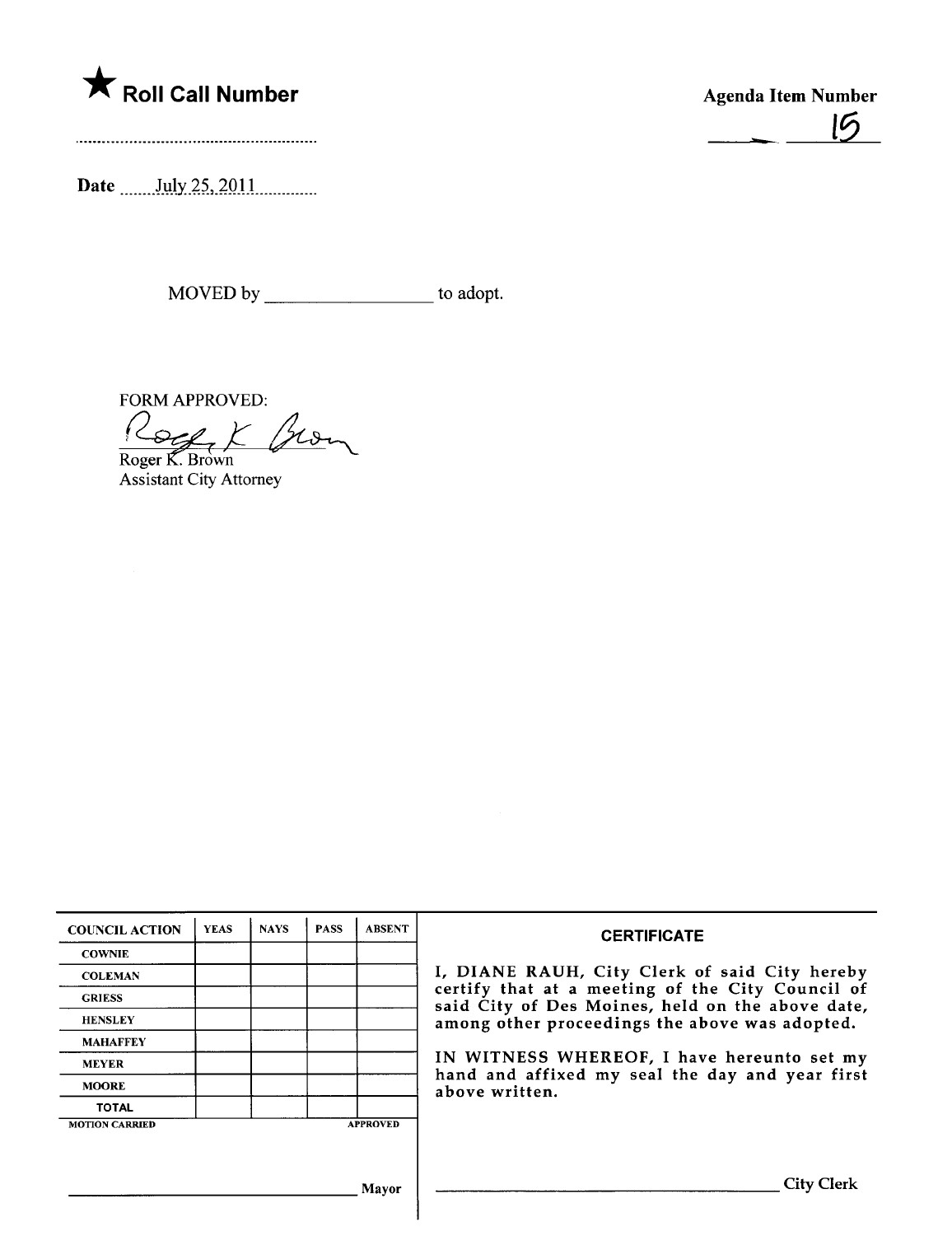★ **Roll Call Number**

..........................................................

**Agenda Item Number**

15

Date July 25, 2011

MOVED by __________________ to adopt.

FORM APPROVED:

Roger K. Brown
Assistant City Attorney

| COUNCIL ACTION | YEAS | NAYS | PASS | ABSENT |
|---|---|---|---|---|
| COWNIE | | | | |
| COLEMAN | | | | |
| GRIESS | | | | |
| HENSLEY | | | | |
| MAHAFFEY | | | | |
| MEYER | | | | |
| MOORE | | | | |
| TOTAL | | | | |
| MOTION CARRIED | | | | APPROVED |

__________________________________ Mayor

**CERTIFICATE**

I, DIANE RAUH, City Clerk of said City hereby certify that at a meeting of the City Council of said City of Des Moines, held on the above date, among other proceedings the above was adopted.

IN WITNESS WHEREOF, I have hereunto set my hand and affixed my seal the day and year first above written.

__________________________________ City Clerk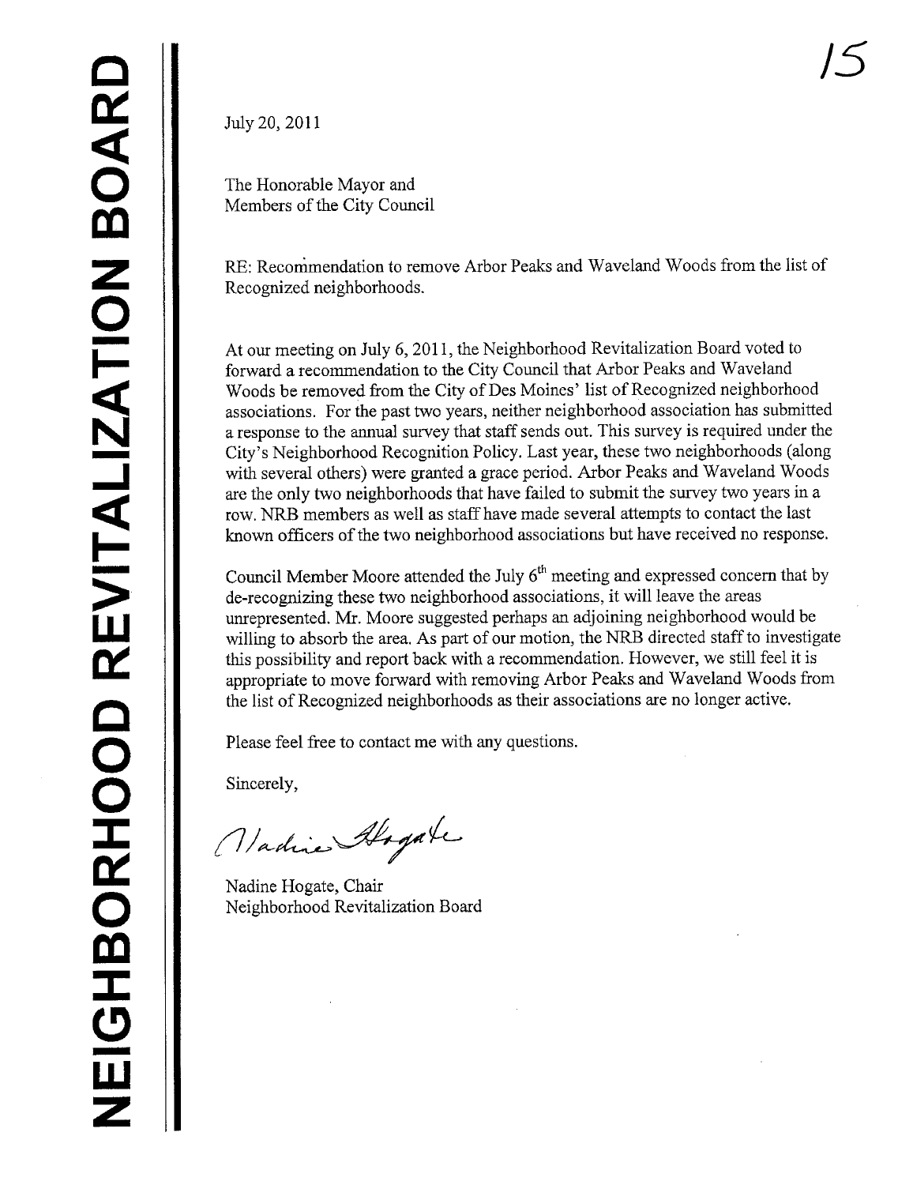# NEIGHBORHOOD REVITALIZATION BOARD

15

July 20, 2011

The Honorable Mayor and
Members of the City Council

RE: Recommendation to remove Arbor Peaks and Waveland Woods from the list of Recognized neighborhoods.

At our meeting on July 6, 2011, the Neighborhood Revitalization Board voted to forward a recommendation to the City Council that Arbor Peaks and Waveland Woods be removed from the City of Des Moines' list of Recognized neighborhood associations. For the past two years, neither neighborhood association has submitted a response to the annual survey that staff sends out. This survey is required under the City's Neighborhood Recognition Policy. Last year, these two neighborhoods (along with several others) were granted a grace period. Arbor Peaks and Waveland Woods are the only two neighborhoods that have failed to submit the survey two years in a row. NRB members as well as staff have made several attempts to contact the last known officers of the two neighborhood associations but have received no response.

Council Member Moore attended the July 6th meeting and expressed concern that by de-recognizing these two neighborhood associations, it will leave the areas unrepresented. Mr. Moore suggested perhaps an adjoining neighborhood would be willing to absorb the area. As part of our motion, the NRB directed staff to investigate this possibility and report back with a recommendation. However, we still feel it is appropriate to move forward with removing Arbor Peaks and Waveland Woods from the list of Recognized neighborhoods as their associations are no longer active.

Please feel free to contact me with any questions.

Sincerely,

Nadine Hogate

Nadine Hogate, Chair
Neighborhood Revitalization Board